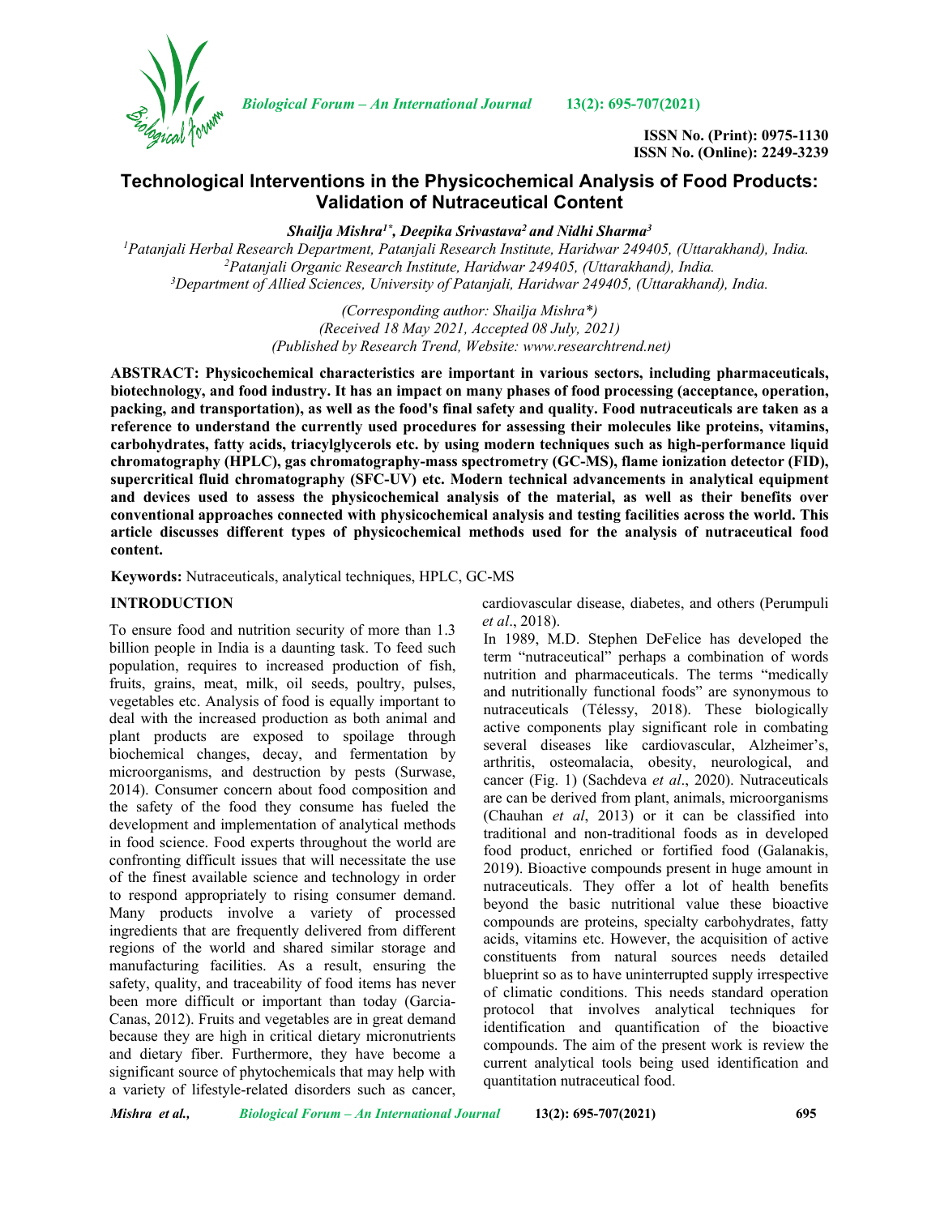# Technological Interventions in the Physicochemical Analysis of Food Products: Validation of Nutraceutical Content

***Shailja Mishra[1*], Deepika Srivastava[2] and Nidhi Sharma[3]***

[1]*Patanjali Herbal Research Department, Patanjali Research Institute, Haridwar 249405, (Uttarakhand), India.*
[2]*Patanjali Organic Research Institute, Haridwar 249405, (Uttarakhand), India.*
[3]*Department of Allied Sciences, University of Patanjali, Haridwar 249405, (Uttarakhand), India.*

*(Corresponding author: Shailja Mishra\*)*
*(Received 18 May 2021, Accepted 08 July, 2021)*
*(Published by Research Trend, Website: www.researchtrend.net)*

**ABSTRACT: Physicochemical characteristics are important in various sectors, including pharmaceuticals, biotechnology, and food industry. It has an impact on many phases of food processing (acceptance, operation, packing, and transportation), as well as the food's final safety and quality. Food nutraceuticals are taken as a reference to understand the currently used procedures for assessing their molecules like proteins, vitamins, carbohydrates, fatty acids, triacylglycerols etc. by using modern techniques such as high-performance liquid chromatography (HPLC), gas chromatography-mass spectrometry (GC-MS), flame ionization detector (FID), supercritical fluid chromatography (SFC-UV) etc. Modern technical advancements in analytical equipment and devices used to assess the physicochemical analysis of the material, as well as their benefits over conventional approaches connected with physicochemical analysis and testing facilities across the world. This article discusses different types of physicochemical methods used for the analysis of nutraceutical food content.**

**Keywords:** Nutraceuticals, analytical techniques, HPLC, GC-MS

## INTRODUCTION

To ensure food and nutrition security of more than 1.3 billion people in India is a daunting task. To feed such population, requires to increased production of fish, fruits, grains, meat, milk, oil seeds, poultry, pulses, vegetables etc. Analysis of food is equally important to deal with the increased production as both animal and plant products are exposed to spoilage through biochemical changes, decay, and fermentation by microorganisms, and destruction by pests (Surwase, 2014). Consumer concern about food composition and the safety of the food they consume has fueled the development and implementation of analytical methods in food science. Food experts throughout the world are confronting difficult issues that will necessitate the use of the finest available science and technology in order to respond appropriately to rising consumer demand. Many products involve a variety of processed ingredients that are frequently delivered from different regions of the world and shared similar storage and manufacturing facilities. As a result, ensuring the safety, quality, and traceability of food items has never been more difficult or important than today (Garcia-Canas, 2012). Fruits and vegetables are in great demand because they are high in critical dietary micronutrients and dietary fiber. Furthermore, they have become a significant source of phytochemicals that may help with a variety of lifestyle-related disorders such as cancer, cardiovascular disease, diabetes, and others (Perumpuli *et al*., 2018).

In 1989, M.D. Stephen DeFelice has developed the term "nutraceutical" perhaps a combination of words nutrition and pharmaceuticals. The terms "medically and nutritionally functional foods" are synonymous to nutraceuticals (Télessy, 2018). These biologically active components play significant role in combating several diseases like cardiovascular, Alzheimer's, arthritis, osteomalacia, obesity, neurological, and cancer (Fig. 1) (Sachdeva *et al*., 2020). Nutraceuticals are can be derived from plant, animals, microorganisms (Chauhan *et al*, 2013) or it can be classified into traditional and non-traditional foods as in developed food product, enriched or fortified food (Galanakis, 2019). Bioactive compounds present in huge amount in nutraceuticals. They offer a lot of health benefits beyond the basic nutritional value these bioactive compounds are proteins, specialty carbohydrates, fatty acids, vitamins etc. However, the acquisition of active constituents from natural sources needs detailed blueprint so as to have uninterrupted supply irrespective of climatic conditions. This needs standard operation protocol that involves analytical techniques for identification and quantification of the bioactive compounds. The aim of the present work is review the current analytical tools being used identification and quantitation nutraceutical food.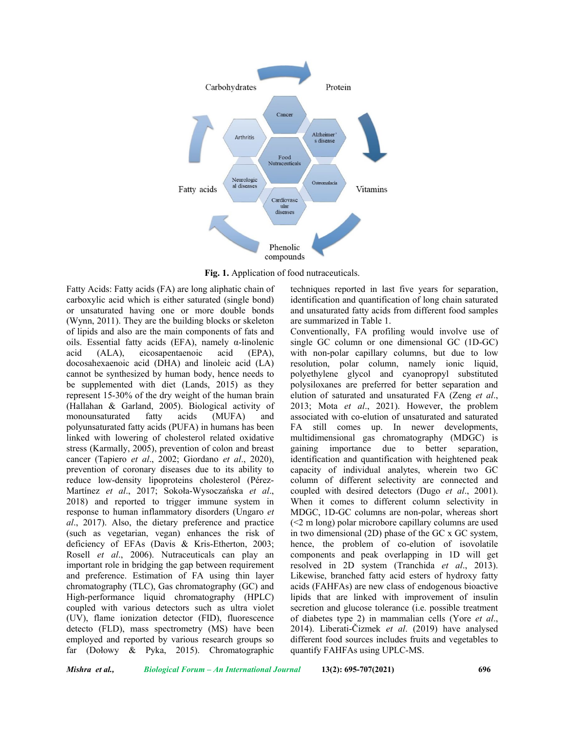Fig. 1. Application of food nutraceuticals.

Fatty Acids: Fatty acids (FA) are long aliphatic chain of carboxylic acid which is either saturated (single bond) or unsaturated having one or more double bonds (Wynn, 2011). They are the building blocks or skeleton of lipids and also are the main components of fats and oils. Essential fatty acids (EFA), namely α-linolenic acid (ALA), eicosapentaenoic acid (EPA), docosahexaenoic acid (DHA) and linoleic acid (LA) cannot be synthesized by human body, hence needs to be supplemented with diet (Lands, 2015) as they represent 15-30% of the dry weight of the human brain (Hallahan & Garland, 2005). Biological activity of monounsaturated fatty acids (MUFA) and polyunsaturated fatty acids (PUFA) in humans has been linked with lowering of cholesterol related oxidative stress (Karmally, 2005), prevention of colon and breast cancer (Tapiero *et al*., 2002; Giordano *et al*., 2020), prevention of coronary diseases due to its ability to reduce low-density lipoproteins cholesterol (Pérez-Martínez *et al*., 2017; Sokoła-Wysoczańska *et al*., 2018) and reported to trigger immune system in response to human inflammatory disorders (Ungaro *et al*., 2017). Also, the dietary preference and practice (such as vegetarian, vegan) enhances the risk of deficiency of EFAs (Davis & Kris-Etherton, 2003; Rosell *et al*., 2006). Nutraceuticals can play an important role in bridging the gap between requirement and preference. Estimation of FA using thin layer chromatography (TLC), Gas chromatography (GC) and High-performance liquid chromatography (HPLC) coupled with various detectors such as ultra violet (UV), flame ionization detector (FID), fluorescence detecto (FLD), mass spectrometry (MS) have been employed and reported by various research groups so far (Dołowy & Pyka, 2015). Chromatographic techniques reported in last five years for separation, identification and quantification of long chain saturated and unsaturated fatty acids from different food samples are summarized in Table 1.

Conventionally, FA profiling would involve use of single GC column or one dimensional GC (1D-GC) with non-polar capillary columns, but due to low resolution, polar column, namely ionic liquid, polyethylene glycol and cyanopropyl substituted polysiloxanes are preferred for better separation and elution of saturated and unsaturated FA (Zeng *et al*., 2013; Mota *et al*., 2021). However, the problem associated with co-elution of unsaturated and saturated FA still comes up. In newer developments, multidimensional gas chromatography (MDGC) is gaining importance due to better separation, identification and quantification with heightened peak capacity of individual analytes, wherein two GC column of different selectivity are connected and coupled with desired detectors (Dugo *et al*., 2001). When it comes to different column selectivity in MDGC, 1D-GC columns are non-polar, whereas short (<2 m long) polar microbore capillary columns are used in two dimensional (2D) phase of the GC x GC system, hence, the problem of co-elution of isovolatile components and peak overlapping in 1D will get resolved in 2D system (Tranchida *et al*., 2013). Likewise, branched fatty acid esters of hydroxy fatty acids (FAHFAs) are new class of endogenous bioactive lipids that are linked with improvement of insulin secretion and glucose tolerance (i.e. possible treatment of diabetes type 2) in mammalian cells (Yore *et al*., 2014). Liberati-Čizmek *et al*. (2019) have analysed different food sources includes fruits and vegetables to quantify FAHFAs using UPLC-MS.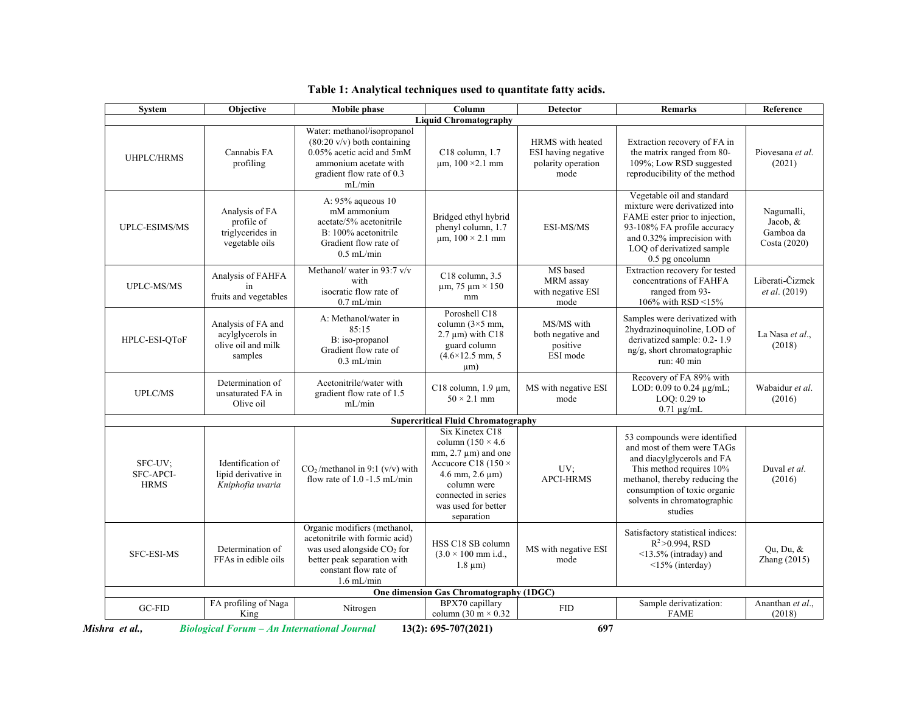**Table 1: Analytical techniques used to quantitate fatty acids.**

| System | Objective | Mobile phase | Column | Detector | Remarks | Reference |
|---|---|---|---|---|---|---|
| **Liquid Chromatography** | | | | | | |
| UHPLC/HRMS | Cannabis FA profiling | Water: methanol/isopropanol (80:20 v/v) both containing 0.05% acetic acid and 5mM ammonium acetate with gradient flow rate of 0.3 mL/min | C18 column, 1.7 µm, 100 ×2.1 mm | HRMS with heated ESI having negative polarity operation mode | Extraction recovery of FA in the matrix ranged from 80-109%; Low RSD suggested reproducibility of the method | Piovesana *et al.* (2021) |
| UPLC-ESIMS/MS | Analysis of FA profile of triglycerides in vegetable oils | A: 95% aqueous 10 mM ammonium acetate/5% acetonitrile B: 100% acetonitrile Gradient flow rate of 0.5 mL/min | Bridged ethyl hybrid phenyl column, 1.7 µm, 100 × 2.1 mm | ESI-MS/MS | Vegetable oil and standard mixture were derivatized into FAME ester prior to injection, 93-108% FA profile accuracy and 0.32% imprecision with LOQ of derivatized sample 0.5 pg oncolumn | Nagumalli, Jacob, & Gamboa da Costa (2020) |
| UPLC-MS/MS | Analysis of FAHFA in fruits and vegetables | Methanol/ water in 93:7 v/v with isocratic flow rate of 0.7 mL/min | C18 column, 3.5 µm, 75 µm × 150 mm | MS based MRM assay with negative ESI mode | Extraction recovery for tested concentrations of FAHFA ranged from 93-106% with RSD <15% | Liberati-Čizmek *et al*. (2019) |
| HPLC-ESI-QToF | Analysis of FA and acylglycerols in olive oil and milk samples | A: Methanol/water in 85:15 B: iso-propanol Gradient flow rate of 0.3 mL/min | Poroshell C18 column (3×5 mm, 2.7 µm) with C18 guard column (4.6×12.5 mm, 5 µm) | MS/MS with both negative and positive ESI mode | Samples were derivatized with 2hydrazinoquinoline, LOD of derivatized sample: 0.2- 1.9 ng/g, short chromatographic run: 40 min | La Nasa *et al*., (2018) |
| UPLC/MS | Determination of unsaturated FA in Olive oil | Acetonitrile/water with gradient flow rate of 1.5 mL/min | C18 column, 1.9 µm, 50 × 2.1 mm | MS with negative ESI mode | Recovery of FA 89% with LOD: 0.09 to 0.24 µg/mL; LOQ: 0.29 to 0.71 µg/mL | Wabaidur *et al*. (2016) |
| **Supercritical Fluid Chromatography** | | | | | | |
| SFC-UV; SFC-APCI-HRMS | Identification of lipid derivative in *Kniphofia uvaria* | $CO_2$ /methanol in 9:1 (v/v) with flow rate of 1.0 -1.5 mL/min | Six Kinetex C18 column (150 × 4.6 mm, 2.7 µm) and one Accucore C18 (150 × 4.6 mm, 2.6 µm) column were connected in series was used for better separation | UV; APCI-HRMS | 53 compounds were identified and most of them were TAGs and diacylglycerols and FA This method requires 10% methanol, thereby reducing the consumption of toxic organic solvents in chromatographic studies | Duval *et al*. (2016) |
| SFC-ESI-MS | Determination of FFAs in edible oils | Organic modifiers (methanol, acetonitrile with formic acid) was used alongside $CO_2$ for better peak separation with constant flow rate of 1.6 mL/min | HSS C18 SB column (3.0 × 100 mm i.d., 1.8 µm) | MS with negative ESI mode | Satisfactory statistical indices: $R^2$ >0.994, RSD <13.5% (intraday) and <15% (interday) | Qu, Du, & Zhang (2015) |
| **One dimension Gas Chromatography (1DGC)** | | | | | | |
| GC-FID | FA profiling of Naga King | Nitrogen | BPX70 capillary column (30 m × 0.32 | FID | Sample derivatization: FAME | Ananthan *et al*., (2018) |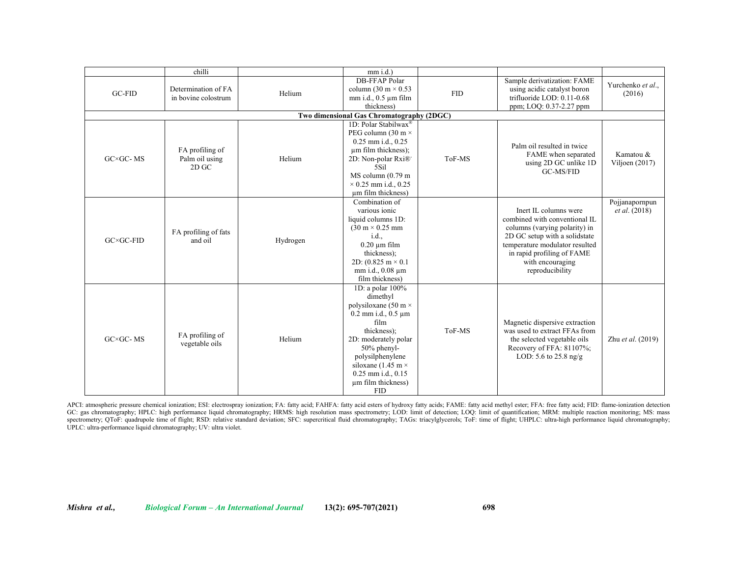| | | | | | | |
|---|---|---|---|---|---|---|
| | chilli | | mm i.d.) | | | |
| GC-FID | Determination of FA in bovine colostrum | Helium | DB-FFAP Polar column (30 m × 0.53 mm i.d., 0.5 µm film thickness) | FID | Sample derivatization: FAME using acidic catalyst boron trifluoride LOD: 0.11-0.68 ppm; LOQ: 0.37-2.27 ppm | Yurchenko *et al*., (2016) |
| **Two dimensional Gas Chromatography (2DGC)** | | | | | | |
| GC×GC- MS | FA profiling of Palm oil using 2D GC | Helium | 1D: Polar Stabilwax® PEG column (30 m × 0.25 mm i.d., 0.25 µm film thickness); 2D: Non-polar Rxi®' 5Sil MS column (0.79 m × 0.25 mm i.d., 0.25 µm film thickness) | ToF-MS | Palm oil resulted in twice FAME when separated using 2D GC unlike 1D GC-MS/FID | Kamatou & Viljoen (2017) |
| GC×GC-FID | FA profiling of fats and oil | Hydrogen | Combination of various ionic liquid columns 1D: (30 m × 0.25 mm i.d., 0.20 µm film thickness); 2D: (0.825 m × 0.1 mm i.d., 0.08 µm film thickness) | | Inert IL columns were combined with conventional IL columns (varying polarity) in 2D GC setup with a solidstate temperature modulator resulted in rapid profiling of FAME with encouraging reproducibility | Pojjanapornpun *et al*. (2018) |
| GC×GC- MS | FA profiling of vegetable oils | Helium | 1D: a polar 100% dimethyl polysiloxane (50 m × 0.2 mm i.d., 0.5 µm film thickness); 2D: moderately polar 50% phenyl-polysilphenylene siloxane (1.45 m × 0.25 mm i.d., 0.15 µm film thickness) FID | ToF-MS | Magnetic dispersive extraction was used to extract FFAs from the selected vegetable oils Recovery of FFA: 81107%; LOD: 5.6 to 25.8 ng/g | Zhu *et al*. (2019) |

APCI: atmospheric pressure chemical ionization; ESI: electrospray ionization; FA: fatty acid; FAHFA: fatty acid esters of hydroxy fatty acids; FAME: fatty acid methyl ester; FFA: free fatty acid; FID: flame-ionization detection GC: gas chromatography; HPLC: high performance liquid chromatography; HRMS: high resolution mass spectrometry; LOD: limit of detection; LOQ: limit of quantification; MRM: multiple reaction monitoring; MS: mass spectrometry; QToF: quadrupole time of flight; RSD: relative standard deviation; SFC: supercritical fluid chromatography; TAGs: triacylglycerols; ToF: time of flight; UHPLC: ultra-high performance liquid chromatography; UPLC: ultra-performance liquid chromatography; UV: ultra violet.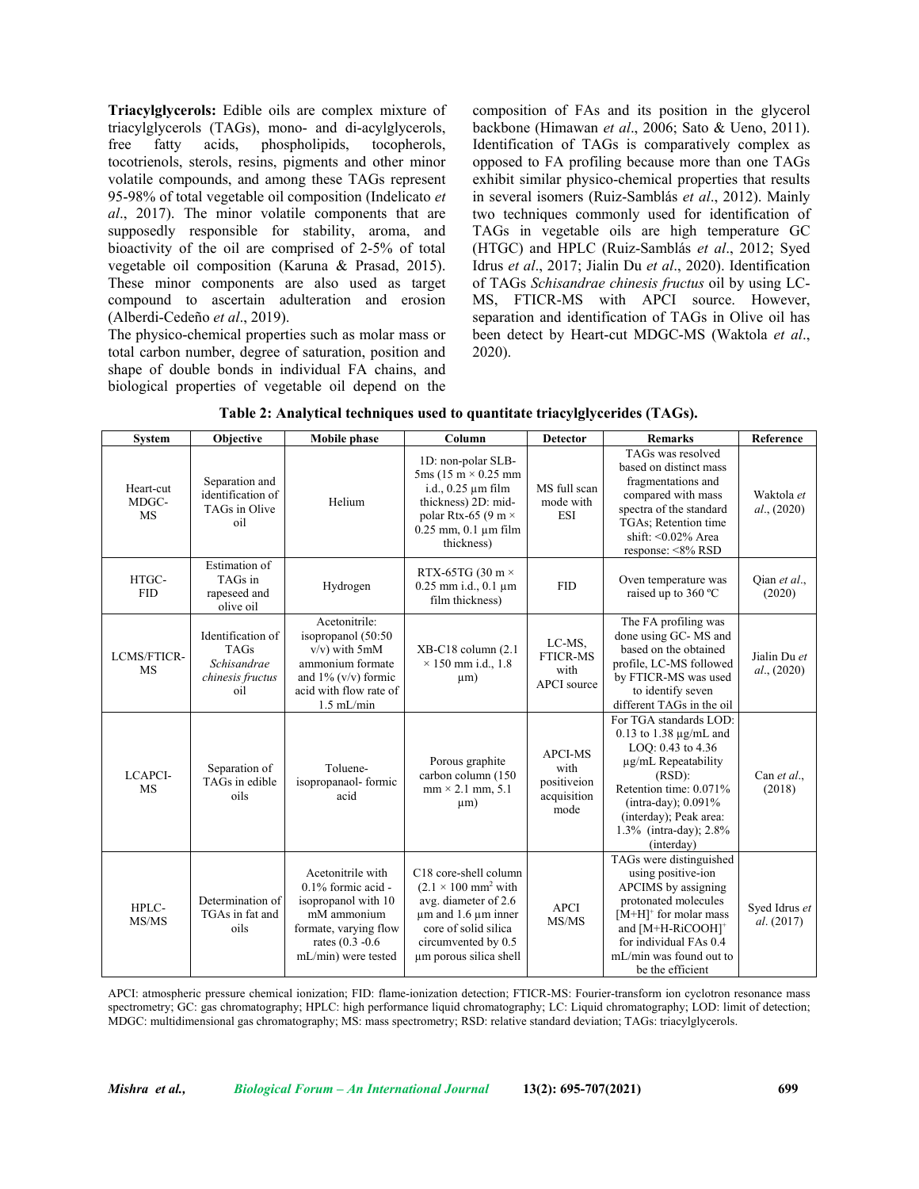**Triacylglycerols:** Edible oils are complex mixture of triacylglycerols (TAGs), mono- and di-acylglycerols, free fatty acids, phospholipids, tocopherols, tocotrienols, sterols, resins, pigments and other minor volatile compounds, and among these TAGs represent 95-98% of total vegetable oil composition (Indelicato *et al*., 2017). The minor volatile components that are supposedly responsible for stability, aroma, and bioactivity of the oil are comprised of 2-5% of total vegetable oil composition (Karuna & Prasad, 2015). These minor components are also used as target compound to ascertain adulteration and erosion (Alberdi-Cedeño *et al*., 2019).

The physico-chemical properties such as molar mass or total carbon number, degree of saturation, position and shape of double bonds in individual FA chains, and biological properties of vegetable oil depend on the composition of FAs and its position in the glycerol backbone (Himawan *et al*., 2006; Sato & Ueno, 2011). Identification of TAGs is comparatively complex as opposed to FA profiling because more than one TAGs exhibit similar physico-chemical properties that results in several isomers (Ruiz-Samblás *et al*., 2012). Mainly two techniques commonly used for identification of TAGs in vegetable oils are high temperature GC (HTGC) and HPLC (Ruiz-Samblás *et al*., 2012; Syed Idrus *et al*., 2017; Jialin Du *et al*., 2020). Identification of TAGs *Schisandrae chinesis fructus* oil by using LC-MS, FTICR-MS with APCI source. However, separation and identification of TAGs in Olive oil has been detect by Heart-cut MDGC-MS (Waktola *et al*., 2020).

**Table 2: Analytical techniques used to quantitate triacylglycerides (TAGs).**

| System | Objective | Mobile phase | Column | Detector | Remarks | Reference |
|---|---|---|---|---|---|---|
| Heart-cut MDGC-MS | Separation and identification of TAGs in Olive oil | Helium | 1D: non-polar SLB-5ms (15 m × 0.25 mm i.d., 0.25 µm film thickness) 2D: mid-polar Rtx-65 (9 m × 0.25 mm, 0.1 µm film thickness) | MS full scan mode with ESI | TAGs was resolved based on distinct mass fragmentations and compared with mass spectra of the standard TGAs; Retention time shift: <0.02% Area response: <8% RSD | Waktola *et al*., (2020) |
| HTGC-FID | Estimation of TAGs in rapeseed and olive oil | Hydrogen | RTX-65TG (30 m × 0.25 mm i.d., 0.1 µm film thickness) | FID | Oven temperature was raised up to 360 ºC | Qian *et al*., (2020) |
| LCMS/FTICR-MS | Identification of TAGs *Schisandrae chinesis fructus* oil | Acetonitrile: isopropanol (50:50 v/v) with 5mM ammonium formate and 1% (v/v) formic acid with flow rate of 1.5 mL/min | XB-C18 column (2.1 × 150 mm i.d., 1.8 µm) | LC-MS, FTICR-MS with APCI source | The FA profiling was done using GC- MS and based on the obtained profile, LC-MS followed by FTICR-MS was used to identify seven different TAGs in the oil | Jialin Du *et al*., (2020) |
| LCAPCI-MS | Separation of TAGs in edible oils | Toluene-isopropanaol- formic acid | Porous graphite carbon column (150 mm × 2.1 mm, 5.1 µm) | APCI-MS with positiveion acquisition mode | For TGA standards LOD: 0.13 to 1.38 µg/mL and LOQ: 0.43 to 4.36 µg/mL Repeatability (RSD): Retention time: 0.071% (intra-day); 0.091% (interday); Peak area: 1.3% (intra-day); 2.8% (interday) | Can *et al*., (2018) |
| HPLC-MS/MS | Determination of TGAs in fat and oils | Acetonitrile with 0.1% formic acid - isopropanol with 10 mM ammonium formate, varying flow rates (0.3 -0.6 mL/min) were tested | C18 core-shell column (2.1 × 100 mm$^2$ with avg. diameter of 2.6 µm and 1.6 µm inner core of solid silica circumvented by 0.5 µm porous silica shell | APCI MS/MS | TAGs were distinguished using positive-ion APCIMS by assigning protonated molecules $[M+H]^+$ for molar mass and $[M+H\text{-}RiCOOH]^+$ for individual FAs 0.4 mL/min was found out to be the efficient | Syed Idrus *et al*. (2017) |

APCI: atmospheric pressure chemical ionization; FID: flame-ionization detection; FTICR-MS: Fourier-transform ion cyclotron resonance mass spectrometry; GC: gas chromatography; HPLC: high performance liquid chromatography; LC: Liquid chromatography; LOD: limit of detection; MDGC: multidimensional gas chromatography; MS: mass spectrometry; RSD: relative standard deviation; TAGs: triacylglycerols.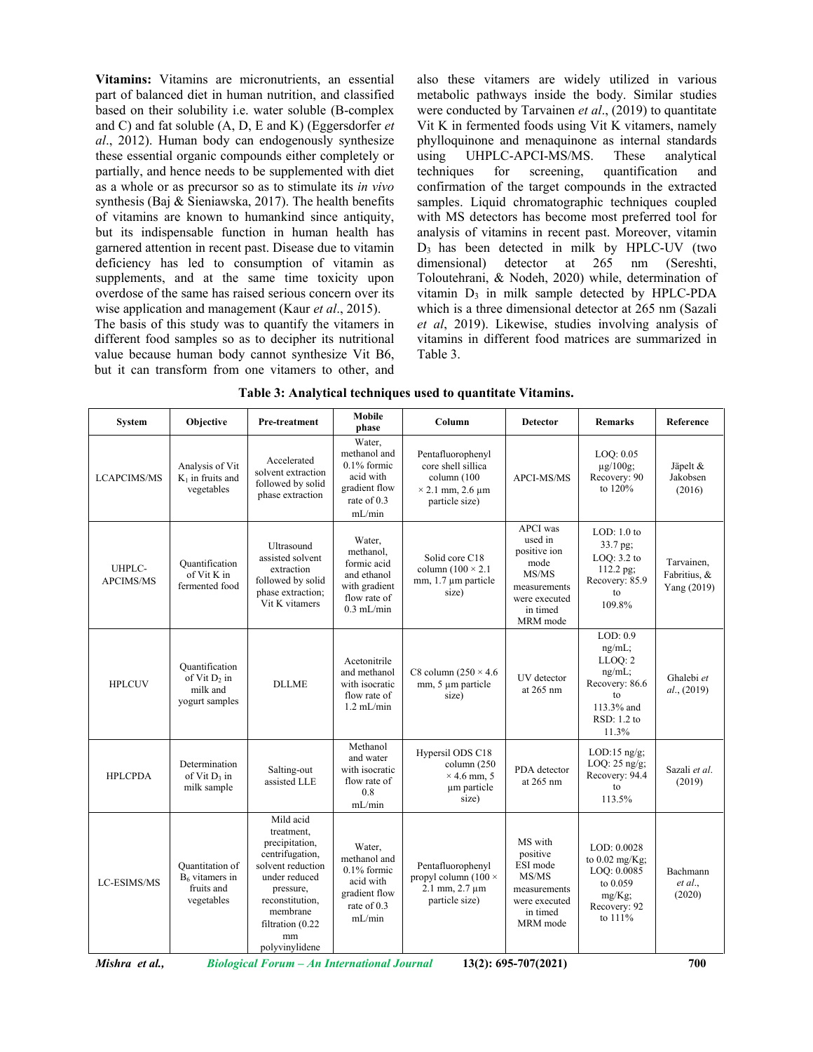**Vitamins:** Vitamins are micronutrients, an essential part of balanced diet in human nutrition, and classified based on their solubility i.e. water soluble (B-complex and C) and fat soluble (A, D, E and K) (Eggersdorfer *et al*., 2012). Human body can endogenously synthesize these essential organic compounds either completely or partially, and hence needs to be supplemented with diet as a whole or as precursor so as to stimulate its *in vivo* synthesis (Baj & Sieniawska, 2017). The health benefits of vitamins are known to humankind since antiquity, but its indispensable function in human health has garnered attention in recent past. Disease due to vitamin deficiency has led to consumption of vitamin as supplements, and at the same time toxicity upon overdose of the same has raised serious concern over its wise application and management (Kaur *et al*., 2015).

The basis of this study was to quantify the vitamers in different food samples so as to decipher its nutritional value because human body cannot synthesize Vit B6, but it can transform from one vitamers to other, and also these vitamers are widely utilized in various metabolic pathways inside the body. Similar studies were conducted by Tarvainen *et al*., (2019) to quantitate Vit K in fermented foods using Vit K vitamers, namely phylloquinone and menaquinone as internal standards using UHPLC-APCI-MS/MS. These analytical techniques for screening, quantification and confirmation of the target compounds in the extracted samples. Liquid chromatographic techniques coupled with MS detectors has become most preferred tool for analysis of vitamins in recent past. Moreover, vitamin $D_3$ has been detected in milk by HPLC-UV (two dimensional) detector at 265 nm (Sereshti, Toloutehrani, & Nodeh, 2020) while, determination of vitamin $D_3$ in milk sample detected by HPLC-PDA which is a three dimensional detector at 265 nm (Sazali *et al*, 2019). Likewise, studies involving analysis of vitamins in different food matrices are summarized in Table 3.

**Table 3: Analytical techniques used to quantitate Vitamins.**

| System | Objective | Pre-treatment | Mobile phase | Column | Detector | Remarks | Reference |
|---|---|---|---|---|---|---|---|
| LCAPCIMS/MS | Analysis of Vit $K_1$ in fruits and vegetables | Accelerated solvent extraction followed by solid phase extraction | Water, methanol and 0.1% formic acid with gradient flow rate of 0.3 mL/min | Pentafluorophenyl core shell sillica column (100 × 2.1 mm, 2.6 µm particle size) | APCI-MS/MS | LOQ: 0.05 µg/100g; Recovery: 90 to 120% | Jäpelt & Jakobsen (2016) |
| UHPLC-APCIMS/MS | Quantification of Vit K in fermented food | Ultrasound assisted solvent extraction followed by solid phase extraction; Vit K vitamers | Water, methanol, formic acid and ethanol with gradient flow rate of 0.3 mL/min | Solid core C18 column (100 × 2.1 mm, 1.7 µm particle size) | APCI was used in positive ion mode MS/MS measurements were executed in timed MRM mode | LOD: 1.0 to 33.7 pg; LOQ: 3.2 to 112.2 pg; Recovery: 85.9 to 109.8% | Tarvainen, Fabritius, & Yang (2019) |
| HPLCUV | Quantification of Vit $D_2$ in milk and yogurt samples | DLLME | Acetonitrile and methanol with isocratic flow rate of 1.2 mL/min | C8 column (250 × 4.6 mm, 5 µm particle size) | UV detector at 265 nm | LOD: 0.9 ng/mL; LLOQ: 2 ng/mL; Recovery: 86.6 to 113.3% and RSD: 1.2 to 11.3% | Ghalebi *et al*., (2019) |
| HPLCPDA | Determination of Vit $D_3$ in milk sample | Salting-out assisted LLE | Methanol and water with isocratic flow rate of 0.8 mL/min | Hypersil ODS C18 column (250 × 4.6 mm, 5 µm particle size) | PDA detector at 265 nm | LOD:15 ng/g; LOQ: 25 ng/g; Recovery: 94.4 to 113.5% | Sazali *et al*. (2019) |
| LC-ESIMS/MS | Quantitation of $B_6$ vitamers in fruits and vegetables | Mild acid treatment, precipitation, centrifugation, solvent reduction under reduced pressure, reconstitution, membrane filtration (0.22 mm polyvinylidene | Water, methanol and 0.1% formic acid with gradient flow rate of 0.3 mL/min | Pentafluorophenyl propyl column (100 × 2.1 mm, 2.7 µm particle size) | MS with positive ESI mode MS/MS measurements were executed in timed MRM mode | LOD: 0.0028 to 0.02 mg/Kg; LOQ: 0.0085 to 0.059 mg/Kg; Recovery: 92 to 111% | Bachmann *et al*., (2020) |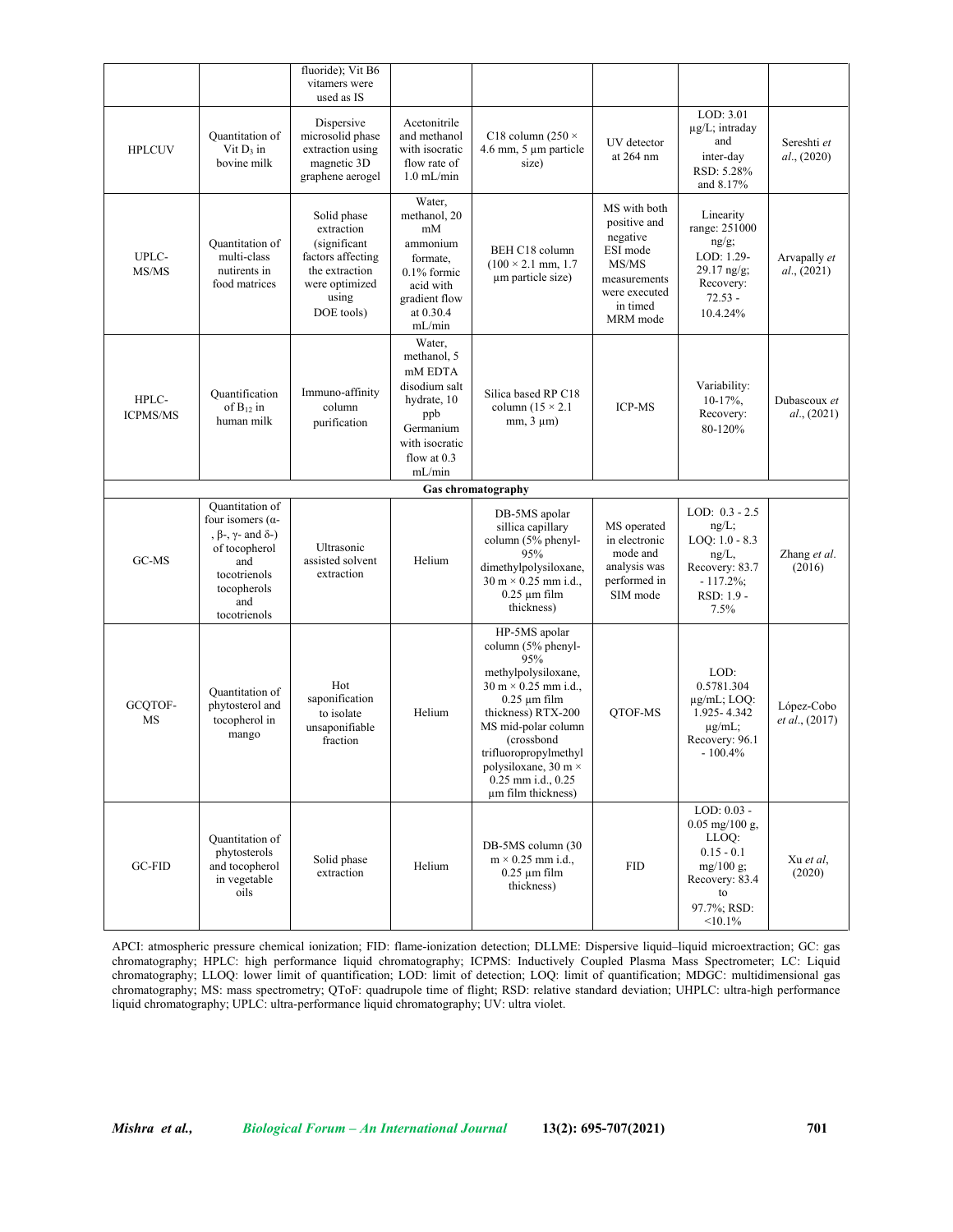| | | fluoride); Vit B6 vitamers were used as IS | | | | | |
|---|---|---|---|---|---|---|---|
| HPLCUV | Quantitation of Vit $D_3$ in bovine milk | Dispersive microsolid phase extraction using magnetic 3D graphene aerogel | Acetonitrile and methanol with isocratic flow rate of 1.0 mL/min | C18 column (250 × 4.6 mm, 5 µm particle size) | UV detector at 264 nm | LOD: 3.01 µg/L; intraday and inter-day RSD: 5.28% and 8.17% | Sereshti *et al*., (2020) |
| UPLC-MS/MS | Quantitation of multi-class nutrients in food matrices | Solid phase extraction (significant factors affecting the extraction were optimized using DOE tools) | Water, methanol, 20 mM ammonium formate, 0.1% formic acid with gradient flow at 0.30.4 mL/min | BEH C18 column (100 × 2.1 mm, 1.7 µm particle size) | MS with both positive and negative ESI mode MS/MS measurements were executed in timed MRM mode | Linearity range: 251000 ng/g; LOD: 1.29-29.17 ng/g; Recovery: 72.53 - 10.4.24% | Arvapally *et al*., (2021) |
| HPLC-ICPMS/MS | Quantification of $B_{12}$ in human milk | Immuno-affinity column purification | Water, methanol, 5 mM EDTA disodium salt hydrate, 10 ppb Germanium with isocratic flow at 0.3 mL/min | Silica based RP C18 column (15 × 2.1 mm, 3 µm) | ICP-MS | Variability: 10-17%, Recovery: 80-120% | Dubascoux *et al*., (2021) |
| **Gas chromatography** | | | | | | | |
| GC-MS | Quantitation of four isomers (α-, β-, γ- and δ-) of tocopherol and tocotrienols tocopherols and tocotrienols | Ultrasonic assisted solvent extraction | Helium | DB-5MS apolar sillica capillary column (5% phenyl-95% dimethylpolysiloxane, 30 m × 0.25 mm i.d., 0.25 µm film thickness) | MS operated in electronic mode and analysis was performed in SIM mode | LOD: 0.3 - 2.5 ng/L; LOQ: 1.0 - 8.3 ng/L, Recovery: 83.7 - 117.2%; RSD: 1.9 - 7.5% | Zhang *et al*. (2016) |
| GCQTOF-MS | Quantitation of phytosterol and tocopherol in mango | Hot saponification to isolate unsaponifiable fraction | Helium | HP-5MS apolar column (5% phenyl-95% methylpolysiloxane, 30 m × 0.25 mm i.d., 0.25 µm film thickness) RTX-200 MS mid-polar column (crossbond trifluoropropylmethyl polysiloxane, 30 m × 0.25 mm i.d., 0.25 µm film thickness) | QTOF-MS | LOD: 0.5781.304 µg/mL; LOQ: 1.925- 4.342 µg/mL; Recovery: 96.1 - 100.4% | López-Cobo *et al*., (2017) |
| GC-FID | Quantitation of phytosterols and tocopherol in vegetable oils | Solid phase extraction | Helium | DB-5MS column (30 m × 0.25 mm i.d., 0.25 µm film thickness) | FID | LOD: 0.03 - 0.05 mg/100 g, LLOQ: 0.15 - 0.1 mg/100 g; Recovery: 83.4 to 97.7%; RSD: <10.1% | Xu *et al*, (2020) |

APCI: atmospheric pressure chemical ionization; FID: flame-ionization detection; DLLME: Dispersive liquid–liquid microextraction; GC: gas chromatography; HPLC: high performance liquid chromatography; ICPMS: Inductively Coupled Plasma Mass Spectrometer; LC: Liquid chromatography; LLOQ: lower limit of quantification; LOD: limit of detection; LOQ: limit of quantification; MDGC: multidimensional gas chromatography; MS: mass spectrometry; QToF: quadrupole time of flight; RSD: relative standard deviation; UHPLC: ultra-high performance liquid chromatography; UPLC: ultra-performance liquid chromatography; UV: ultra violet.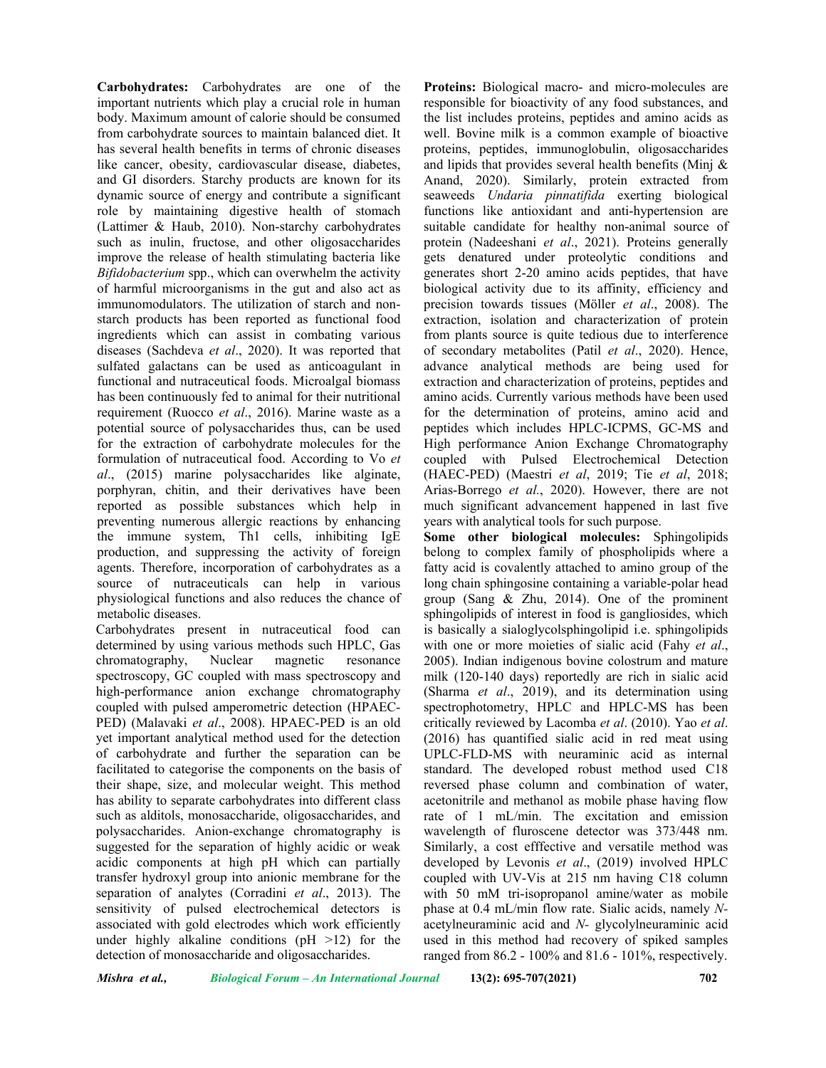**Carbohydrates:** Carbohydrates are one of the important nutrients which play a crucial role in human body. Maximum amount of calorie should be consumed from carbohydrate sources to maintain balanced diet. It has several health benefits in terms of chronic diseases like cancer, obesity, cardiovascular disease, diabetes, and GI disorders. Starchy products are known for its dynamic source of energy and contribute a significant role by maintaining digestive health of stomach (Lattimer & Haub, 2010). Non-starchy carbohydrates such as inulin, fructose, and other oligosaccharides improve the release of health stimulating bacteria like *Bifidobacterium* spp., which can overwhelm the activity of harmful microorganisms in the gut and also act as immunomodulators. The utilization of starch and non-starch products has been reported as functional food ingredients which can assist in combating various diseases (Sachdeva *et al*., 2020). It was reported that sulfated galactans can be used as anticoagulant in functional and nutraceutical foods. Microalgal biomass has been continuously fed to animal for their nutritional requirement (Ruocco *et al*., 2016). Marine waste as a potential source of polysaccharides thus, can be used for the extraction of carbohydrate molecules for the formulation of nutraceutical food. According to Vo *et al*., (2015) marine polysaccharides like alginate, porphyran, chitin, and their derivatives have been reported as possible substances which help in preventing numerous allergic reactions by enhancing the immune system, Th1 cells, inhibiting IgE production, and suppressing the activity of foreign agents. Therefore, incorporation of carbohydrates as a source of nutraceuticals can help in various physiological functions and also reduces the chance of metabolic diseases.

Carbohydrates present in nutraceutical food can determined by using various methods such HPLC, Gas chromatography, Nuclear magnetic resonance spectroscopy, GC coupled with mass spectroscopy and high-performance anion exchange chromatography coupled with pulsed amperometric detection (HPAEC-PED) (Malavaki *et al*., 2008). HPAEC-PED is an old yet important analytical method used for the detection of carbohydrate and further the separation can be facilitated to categorise the components on the basis of their shape, size, and molecular weight. This method has ability to separate carbohydrates into different class such as alditols, monosaccharide, oligosaccharides, and polysaccharides. Anion-exchange chromatography is suggested for the separation of highly acidic or weak acidic components at high pH which can partially transfer hydroxyl group into anionic membrane for the separation of analytes (Corradini *et al*., 2013). The sensitivity of pulsed electrochemical detectors is associated with gold electrodes which work efficiently under highly alkaline conditions (pH >12) for the detection of monosaccharide and oligosaccharides.

**Proteins:** Biological macro- and micro-molecules are responsible for bioactivity of any food substances, and the list includes proteins, peptides and amino acids as well. Bovine milk is a common example of bioactive proteins, peptides, immunoglobulin, oligosaccharides and lipids that provides several health benefits (Minj & Anand, 2020). Similarly, protein extracted from seaweeds *Undaria pinnatifida* exerting biological functions like antioxidant and anti-hypertension are suitable candidate for healthy non-animal source of protein (Nadeeshani *et al*., 2021). Proteins generally gets denatured under proteolytic conditions and generates short 2-20 amino acids peptides, that have biological activity due to its affinity, efficiency and precision towards tissues (Möller *et al*., 2008). The extraction, isolation and characterization of protein from plants source is quite tedious due to interference of secondary metabolites (Patil *et al*., 2020). Hence, advance analytical methods are being used for extraction and characterization of proteins, peptides and amino acids. Currently various methods have been used for the determination of proteins, amino acid and peptides which includes HPLC-ICPMS, GC-MS and High performance Anion Exchange Chromatography coupled with Pulsed Electrochemical Detection (HAEC-PED) (Maestri *et al*, 2019; Tie *et al*, 2018; Arias-Borrego *et al.*, 2020). However, there are not much significant advancement happened in last five years with analytical tools for such purpose.

**Some other biological molecules:** Sphingolipids belong to complex family of phospholipids where a fatty acid is covalently attached to amino group of the long chain sphingosine containing a variable-polar head group (Sang & Zhu, 2014). One of the prominent sphingolipids of interest in food is gangliosides, which is basically a sialoglycolsphingolipid i.e. sphingolipids with one or more moieties of sialic acid (Fahy *et al*., 2005). Indian indigenous bovine colostrum and mature milk (120-140 days) reportedly are rich in sialic acid (Sharma *et al*., 2019), and its determination using spectrophotometry, HPLC and HPLC-MS has been critically reviewed by Lacomba *et al*. (2010). Yao *et al*. (2016) has quantified sialic acid in red meat using UPLC-FLD-MS with neuraminic acid as internal standard. The developed robust method used C18 reversed phase column and combination of water, acetonitrile and methanol as mobile phase having flow rate of 1 mL/min. The excitation and emission wavelength of fluroscene detector was 373/448 nm. Similarly, a cost efffective and versatile method was developed by Levonis *et al*., (2019) involved HPLC coupled with UV-Vis at 215 nm having C18 column with 50 mM tri-isopropanol amine/water as mobile phase at 0.4 mL/min flow rate. Sialic acids, namely *N*-acetylneuraminic acid and *N*- glycolylneuraminic acid used in this method had recovery of spiked samples ranged from 86.2 - 100% and 81.6 - 101%, respectively.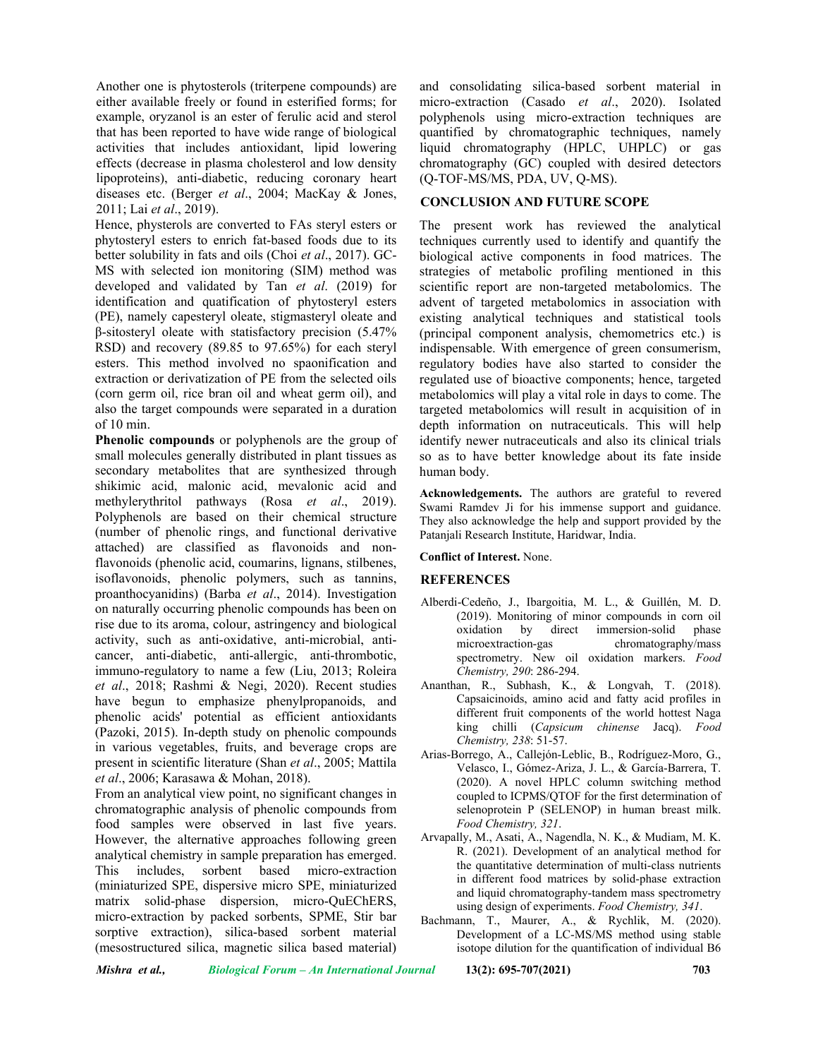Another one is phytosterols (triterpene compounds) are either available freely or found in esterified forms; for example, oryzanol is an ester of ferulic acid and sterol that has been reported to have wide range of biological activities that includes antioxidant, lipid lowering effects (decrease in plasma cholesterol and low density lipoproteins), anti-diabetic, reducing coronary heart diseases etc. (Berger *et al*., 2004; MacKay & Jones, 2011; Lai *et al*., 2019).

Hence, physterols are converted to FAs steryl esters or phytosteryl esters to enrich fat-based foods due to its better solubility in fats and oils (Choi *et al*., 2017). GC-MS with selected ion monitoring (SIM) method was developed and validated by Tan *et al*. (2019) for identification and quantification of phytosteryl esters (PE), namely capesteryl oleate, stigmasteryl oleate and β-sitosteryl oleate with satisfactory precision (5.47% RSD) and recovery (89.85 to 97.65%) for each steryl esters. This method involved no spaonification and extraction or derivatization of PE from the selected oils (corn germ oil, rice bran oil and wheat germ oil), and also the target compounds were separated in a duration of 10 min.

**Phenolic compounds** or polyphenols are the group of small molecules generally distributed in plant tissues as secondary metabolites that are synthesized through shikimic acid, malonic acid, mevalonic acid and methylerythritol pathways (Rosa *et al*., 2019). Polyphenols are based on their chemical structure (number of phenolic rings, and functional derivative attached) are classified as flavonoids and non-flavonoids (phenolic acid, coumarins, lignans, stilbenes, isoflavonoids, phenolic polymers, such as tannins, proanthocyanidins) (Barba *et al*., 2014). Investigation on naturally occurring phenolic compounds has been on rise due to its aroma, colour, astringency and biological activity, such as anti-oxidative, anti-microbial, anti-cancer, anti-diabetic, anti-allergic, anti-thrombotic, immuno-regulatory to name a few (Liu, 2013; Roleira *et al*., 2018; Rashmi & Negi, 2020). Recent studies have begun to emphasize phenylpropanoids, and phenolic acids' potential as efficient antioxidants (Pazoki, 2015). In-depth study on phenolic compounds in various vegetables, fruits, and beverage crops are present in scientific literature (Shan *et al*., 2005; Mattila *et al*., 2006; Karasawa & Mohan, 2018).

From an analytical view point, no significant changes in chromatographic analysis of phenolic compounds from food samples were observed in last five years. However, the alternative approaches following green analytical chemistry in sample preparation has emerged. This includes, sorbent based micro-extraction (miniaturized SPE, dispersive micro SPE, miniaturized matrix solid-phase dispersion, micro-QuEChERS, micro-extraction by packed sorbents, SPME, Stir bar sorptive extraction), silica-based sorbent material (mesostructured silica, magnetic silica based material) and consolidating silica-based sorbent material in micro-extraction (Casado *et al*., 2020). Isolated polyphenols using micro-extraction techniques are quantified by chromatographic techniques, namely liquid chromatography (HPLC, UHPLC) or gas chromatography (GC) coupled with desired detectors (Q-TOF-MS/MS, PDA, UV, Q-MS).

## CONCLUSION AND FUTURE SCOPE

The present work has reviewed the analytical techniques currently used to identify and quantify the biological active components in food matrices. The strategies of metabolic profiling mentioned in this scientific report are non-targeted metabolomics. The advent of targeted metabolomics in association with existing analytical techniques and statistical tools (principal component analysis, chemometrics etc.) is indispensable. With emergence of green consumerism, regulatory bodies have also started to consider the regulated use of bioactive components; hence, targeted metabolomics will play a vital role in days to come. The targeted metabolomics will result in acquisition of in depth information on nutraceuticals. This will help identify newer nutraceuticals and also its clinical trials so as to have better knowledge about its fate inside human body.

**Acknowledgements.** The authors are grateful to revered Swami Ramdev Ji for his immense support and guidance. They also acknowledge the help and support provided by the Patanjali Research Institute, Haridwar, India.

**Conflict of Interest.** None.

## REFERENCES

Alberdi-Cedeño, J., Ibargoitia, M. L., & Guillén, M. D. (2019). Monitoring of minor compounds in corn oil oxidation by direct immersion-solid phase microextraction-gas chromatography/mass spectrometry. New oil oxidation markers. *Food Chemistry, 290*: 286-294.

Ananthan, R., Subhash, K., & Longvah, T. (2018). Capsaicinoids, amino acid and fatty acid profiles in different fruit components of the world hottest Naga king chilli (*Capsicum chinense* Jacq). *Food Chemistry, 238*: 51-57.

Arias-Borrego, A., Callejón-Leblic, B., Rodríguez-Moro, G., Velasco, I., Gómez-Ariza, J. L., & García-Barrera, T. (2020). A novel HPLC column switching method coupled to ICPMS/QTOF for the first determination of selenoprotein P (SELENOP) in human breast milk. *Food Chemistry, 321*.

Arvapally, M., Asati, A., Nagendla, N. K., & Mudiam, M. K. R. (2021). Development of an analytical method for the quantitative determination of multi-class nutrients in different food matrices by solid-phase extraction and liquid chromatography-tandem mass spectrometry using design of experiments. *Food Chemistry, 341*.

Bachmann, T., Maurer, A., & Rychlik, M. (2020). Development of a LC-MS/MS method using stable isotope dilution for the quantification of individual B6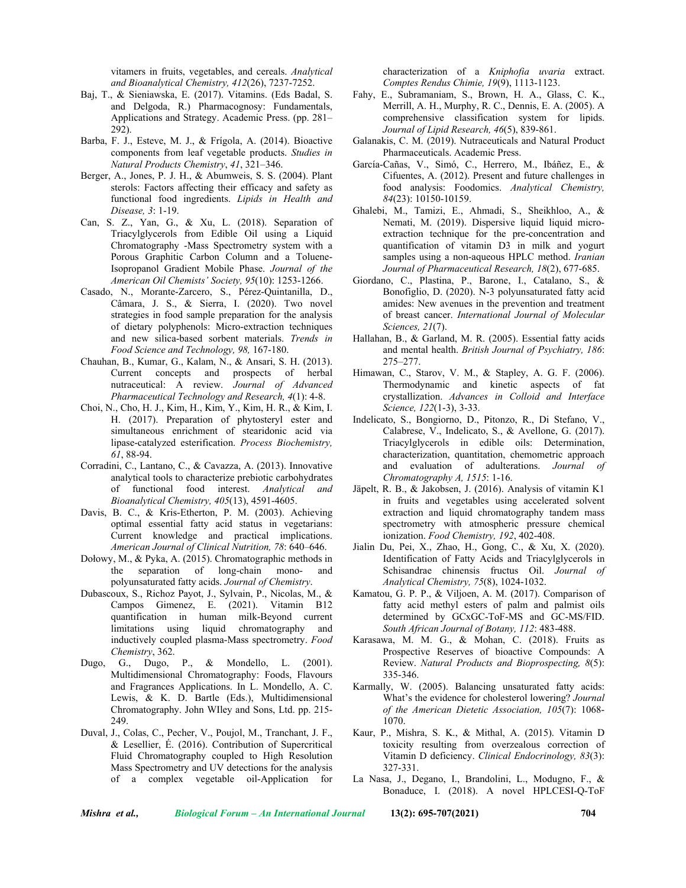vitamers in fruits, vegetables, and cereals. *Analytical and Bioanalytical Chemistry, 412*(26), 7237-7252.

Baj, T., & Sieniawska, E. (2017). Vitamins. (Eds Badal, S. and Delgoda, R.) Pharmacognosy: Fundamentals, Applications and Strategy. Academic Press. (pp. 281–292).

Barba, F. J., Esteve, M. J., & Frígola, A. (2014). Bioactive components from leaf vegetable products. *Studies in Natural Products Chemistry*, *41*, 321–346.

Berger, A., Jones, P. J. H., & Abumweis, S. S. (2004). Plant sterols: Factors affecting their efficacy and safety as functional food ingredients. *Lipids in Health and Disease, 3*: 1-19.

Can, S. Z., Yan, G., & Xu, L. (2018). Separation of Triacylglycerols from Edible Oil using a Liquid Chromatography -Mass Spectrometry system with a Porous Graphitic Carbon Column and a Toluene-Isopropanol Gradient Mobile Phase. *Journal of the American Oil Chemists' Society, 95*(10): 1253-1266.

Casado, N., Morante-Zarcero, S., Pérez-Quintanilla, D., Câmara, J. S., & Sierra, I. (2020). Two novel strategies in food sample preparation for the analysis of dietary polyphenols: Micro-extraction techniques and new silica-based sorbent materials. *Trends in Food Science and Technology, 98,* 167-180.

Chauhan, B., Kumar, G., Kalam, N., & Ansari, S. H. (2013). Current concepts and prospects of herbal nutraceutical: A review. *Journal of Advanced Pharmaceutical Technology and Research, 4*(1): 4-8.

Choi, N., Cho, H. J., Kim, H., Kim, Y., Kim, H. R., & Kim, I. H. (2017). Preparation of phytosteryl ester and simultaneous enrichment of stearidonic acid via lipase-catalyzed esterification. *Process Biochemistry, 61*, 88-94.

Corradini, C., Lantano, C., & Cavazza, A. (2013). Innovative analytical tools to characterize prebiotic carbohydrates of functional food interest. *Analytical and Bioanalytical Chemistry, 405*(13), 4591-4605.

Davis, B. C., & Kris-Etherton, P. M. (2003). Achieving optimal essential fatty acid status in vegetarians: Current knowledge and practical implications. *American Journal of Clinical Nutrition, 78*: 640–646.

Dołowy, M., & Pyka, A. (2015). Chromatographic methods in the separation of long-chain mono- and polyunsaturated fatty acids. *Journal of Chemistry*.

Dubascoux, S., Richoz Payot, J., Sylvain, P., Nicolas, M., & Campos Gimenez, E. (2021). Vitamin B12 quantification in human milk-Beyond current limitations using liquid chromatography and inductively coupled plasma-Mass spectrometry. *Food Chemistry*, 362.

Dugo, G., Dugo, P., & Mondello, L. (2001). Multidimensional Chromatography: Foods, Flavours and Fragrances Applications. In L. Mondello, A. C. Lewis, & K. D. Bartle (Eds.), Multidimensional Chromatography. John WIley and Sons, Ltd. pp. 215-249.

Duval, J., Colas, C., Pecher, V., Poujol, M., Tranchant, J. F., & Lesellier, É. (2016). Contribution of Supercritical Fluid Chromatography coupled to High Resolution Mass Spectrometry and UV detections for the analysis of a complex vegetable oil-Application for characterization of a *Kniphofia uvaria* extract. *Comptes Rendus Chimie, 19*(9), 1113-1123.

Fahy, E., Subramaniam, S., Brown, H. A., Glass, C. K., Merrill, A. H., Murphy, R. C., Dennis, E. A. (2005). A comprehensive classification system for lipids. *Journal of Lipid Research, 46*(5), 839-861.

Galanakis, C. M. (2019). Nutraceuticals and Natural Product Pharmaceuticals. Academic Press.

García-Cañas, V., Simó, C., Herrero, M., Ibáñez, E., & Cifuentes, A. (2012). Present and future challenges in food analysis: Foodomics. *Analytical Chemistry, 84*(23): 10150-10159.

Ghalebi, M., Tamizi, E., Ahmadi, S., Sheikhloo, A., & Nemati, M. (2019). Dispersive liquid liquid micro-extraction technique for the pre-concentration and quantification of vitamin D3 in milk and yogurt samples using a non-aqueous HPLC method. *Iranian Journal of Pharmaceutical Research, 18*(2), 677-685.

Giordano, C., Plastina, P., Barone, I., Catalano, S., & Bonofiglio, D. (2020). N-3 polyunsaturated fatty acid amides: New avenues in the prevention and treatment of breast cancer. *International Journal of Molecular Sciences, 21*(7).

Hallahan, B., & Garland, M. R. (2005). Essential fatty acids and mental health. *British Journal of Psychiatry, 186*: 275–277.

Himawan, C., Starov, V. M., & Stapley, A. G. F. (2006). Thermodynamic and kinetic aspects of fat crystallization. *Advances in Colloid and Interface Science, 122*(1-3), 3-33.

Indelicato, S., Bongiorno, D., Pitonzo, R., Di Stefano, V., Calabrese, V., Indelicato, S., & Avellone, G. (2017). Triacylglycerols in edible oils: Determination, characterization, quantitation, chemometric approach and evaluation of adulterations. *Journal of Chromatography A, 1515*: 1-16.

Jäpelt, R. B., & Jakobsen, J. (2016). Analysis of vitamin K1 in fruits and vegetables using accelerated solvent extraction and liquid chromatography tandem mass spectrometry with atmospheric pressure chemical ionization. *Food Chemistry, 192*, 402-408.

Jialin Du, Pei, X., Zhao, H., Gong, C., & Xu, X. (2020). Identification of Fatty Acids and Triacylglycerols in Schisandrae chinensis fructus Oil. *Journal of Analytical Chemistry, 75*(8), 1024-1032.

Kamatou, G. P. P., & Viljoen, A. M. (2017). Comparison of fatty acid methyl esters of palm and palmist oils determined by GCxGC-ToF-MS and GC-MS/FID. *South African Journal of Botany, 112*: 483-488.

Karasawa, M. M. G., & Mohan, C. (2018). Fruits as Prospective Reserves of bioactive Compounds: A Review. *Natural Products and Bioprospecting, 8*(5): 335-346.

Karmally, W. (2005). Balancing unsaturated fatty acids: What's the evidence for cholesterol lowering? *Journal of the American Dietetic Association, 105*(7): 1068-1070.

Kaur, P., Mishra, S. K., & Mithal, A. (2015). Vitamin D toxicity resulting from overzealous correction of Vitamin D deficiency. *Clinical Endocrinology, 83*(3): 327-331.

La Nasa, J., Degano, I., Brandolini, L., Modugno, F., & Bonaduce, I. (2018). A novel HPLCESI-Q-ToF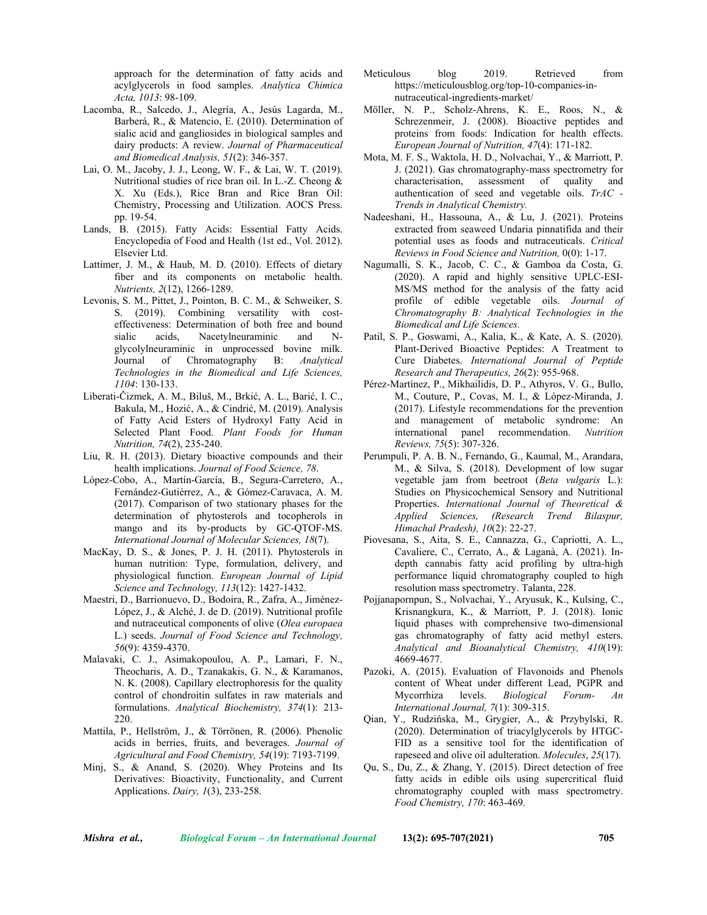approach for the determination of fatty acids and acylglycerols in food samples. *Analytica Chimica Acta, 1013*: 98-109.

Lacomba, R., Salcedo, J., Alegría, A., Jesús Lagarda, M., Barberá, R., & Matencio, E. (2010). Determination of sialic acid and gangliosides in biological samples and dairy products: A review. *Journal of Pharmaceutical and Biomedical Analysis, 51*(2): 346-357.

Lai, O. M., Jacoby, J. J., Leong, W. F., & Lai, W. T. (2019). Nutritional studies of rice bran oil. In L.-Z. Cheong & X. Xu (Eds.), Rice Bran and Rice Bran Oil: Chemistry, Processing and Utilization. AOCS Press. pp. 19-54.

Lands, B. (2015). Fatty Acids: Essential Fatty Acids. Encyclopedia of Food and Health (1st ed., Vol. 2012). Elsevier Ltd.

Lattimer, J. M., & Haub, M. D. (2010). Effects of dietary fiber and its components on metabolic health. *Nutrients, 2*(12), 1266-1289.

Levonis, S. M., Pittet, J., Pointon, B. C. M., & Schweiker, S. S. (2019). Combining versatility with cost-effectiveness: Determination of both free and bound sialic acids, Nacetylneuraminic and N-glycolylneuraminic in unprocessed bovine milk. Journal of Chromatography B: *Analytical Technologies in the Biomedical and Life Sciences, 1104*: 130-133.

Liberati-Čizmek, A. M., Biluš, M., Brkić, A. L., Barić, I. C., Bakula, M., Hozić, A., & Cindrić, M. (2019). Analysis of Fatty Acid Esters of Hydroxyl Fatty Acid in Selected Plant Food. *Plant Foods for Human Nutrition, 74*(2), 235-240.

Liu, R. H. (2013). Dietary bioactive compounds and their health implications. *Journal of Food Science, 78*.

López-Cobo, A., Martín-García, B., Segura-Carretero, A., Fernández-Gutiérrez, A., & Gómez-Caravaca, A. M. (2017). Comparison of two stationary phases for the determination of phytosterols and tocopherols in mango and its by-products by GC-QTOF-MS. *International Journal of Molecular Sciences, 18*(7).

MacKay, D. S., & Jones, P. J. H. (2011). Phytosterols in human nutrition: Type, formulation, delivery, and physiological function. *European Journal of Lipid Science and Technology, 113*(12): 1427-1432.

Maestri, D., Barrionuevo, D., Bodoira, R., Zafra, A., Jiménez-López, J., & Alché, J. de D. (2019). Nutritional profile and nutraceutical components of olive (*Olea europaea* L.) seeds. *Journal of Food Science and Technology, 56*(9): 4359-4370.

Malavaki, C. J., Asimakopoulou, A. P., Lamari, F. N., Theocharis, A. D., Tzanakakis, G. N., & Karamanos, N. K. (2008). Capillary electrophoresis for the quality control of chondroitin sulfates in raw materials and formulations. *Analytical Biochemistry, 374*(1): 213-220.

Mattila, P., Hellström, J., & Törrönen, R. (2006). Phenolic acids in berries, fruits, and beverages. *Journal of Agricultural and Food Chemistry, 54*(19): 7193-7199.

Minj, S., & Anand, S. (2020). Whey Proteins and Its Derivatives: Bioactivity, Functionality, and Current Applications. *Dairy, 1*(3), 233-258.

Meticulous blog 2019. Retrieved from https://meticulousblog.org/top-10-companies-in-nutraceutical-ingredients-market/

Möller, N. P., Scholz-Ahrens, K. E., Roos, N., & Schrezenmeir, J. (2008). Bioactive peptides and proteins from foods: Indication for health effects. *European Journal of Nutrition, 47*(4): 171-182.

Mota, M. F. S., Waktola, H. D., Nolvachai, Y., & Marriott, P. J. (2021). Gas chromatography-mass spectrometry for characterisation, assessment of quality and authentication of seed and vegetable oils. *TrAC - Trends in Analytical Chemistry.*

Nadeeshani, H., Hassouna, A., & Lu, J. (2021). Proteins extracted from seaweed Undaria pinnatifida and their potential uses as foods and nutraceuticals. *Critical Reviews in Food Science and Nutrition,* 0(0): 1-17.

Nagumalli, S. K., Jacob, C. C., & Gamboa da Costa, G. (2020). A rapid and highly sensitive UPLC-ESI-MS/MS method for the analysis of the fatty acid profile of edible vegetable oils. *Journal of Chromatography B: Analytical Technologies in the Biomedical and Life Sciences.*

Patil, S. P., Goswami, A., Kalia, K., & Kate, A. S. (2020). Plant-Derived Bioactive Peptides: A Treatment to Cure Diabetes. *International Journal of Peptide Research and Therapeutics, 26*(2): 955-968.

Pérez-Martínez, P., Mikhailidis, D. P., Athyros, V. G., Bullo, M., Couture, P., Covas, M. I., & López-Miranda, J. (2017). Lifestyle recommendations for the prevention and management of metabolic syndrome: An international panel recommendation. *Nutrition Reviews, 75*(5): 307-326.

Perumpuli, P. A. B. N., Fernando, G., Kaumal, M., Arandara, M., & Silva, S. (2018). Development of low sugar vegetable jam from beetroot (*Beta vulgaris* L.): Studies on Physicochemical Sensory and Nutritional Properties. *International Journal of Theoretical & Applied Sciences, (Research Trend Bilaspur, Himachal Pradesh), 10*(2): 22-27.

Piovesana, S., Aita, S. E., Cannazza, G., Capriotti, A. L., Cavaliere, C., Cerrato, A., & Laganà, A. (2021). In-depth cannabis fatty acid profiling by ultra-high performance liquid chromatography coupled to high resolution mass spectrometry. Talanta, 228.

Pojjanapornpun, S., Nolvachai, Y., Aryusuk, K., Kulsing, C., Krisnangkura, K., & Marriott, P. J. (2018). Ionic liquid phases with comprehensive two-dimensional gas chromatography of fatty acid methyl esters. *Analytical and Bioanalytical Chemistry, 410*(19): 4669-4677.

Pazoki, A. (2015). Evaluation of Flavonoids and Phenols content of Wheat under different Lead, PGPR and Mycorrhiza levels. *Biological Forum- An International Journal, 7*(1): 309-315.

Qian, Y., Rudzińska, M., Grygier, A., & Przybylski, R. (2020). Determination of triacylglycerols by HTGC-FID as a sensitive tool for the identification of rapeseed and olive oil adulteration. *Molecules*, *25*(17).

Qu, S., Du, Z., & Zhang, Y. (2015). Direct detection of free fatty acids in edible oils using supercritical fluid chromatography coupled with mass spectrometry. *Food Chemistry, 170*: 463-469.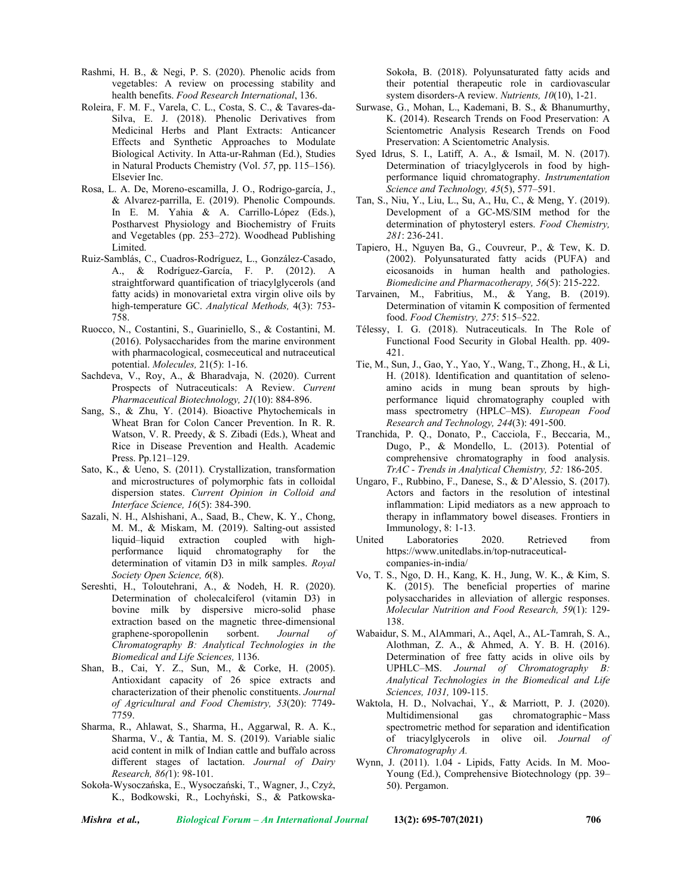Rashmi, H. B., & Negi, P. S. (2020). Phenolic acids from vegetables: A review on processing stability and health benefits. *Food Research International*, 136.

Roleira, F. M. F., Varela, C. L., Costa, S. C., & Tavares-da-Silva, E. J. (2018). Phenolic Derivatives from Medicinal Herbs and Plant Extracts: Anticancer Effects and Synthetic Approaches to Modulate Biological Activity. In Atta-ur-Rahman (Ed.), Studies in Natural Products Chemistry (Vol. *57*, pp. 115–156). Elsevier Inc.

Rosa, L. A. De, Moreno-escamilla, J. O., Rodrigo-garcía, J., & Alvarez-parrilla, E. (2019). Phenolic Compounds. In E. M. Yahia & A. Carrillo-López (Eds.), Postharvest Physiology and Biochemistry of Fruits and Vegetables (pp. 253–272). Woodhead Publishing Limited.

Ruiz-Samblás, C., Cuadros-Rodríguez, L., González-Casado, A., & Rodríguez-García, F. P. (2012). A straightforward quantification of triacylglycerols (and fatty acids) in monovarietal extra virgin olive oils by high-temperature GC. *Analytical Methods,* 4(3): 753-758.

Ruocco, N., Costantini, S., Guariniello, S., & Costantini, M. (2016). Polysaccharides from the marine environment with pharmacological, cosmeceutical and nutraceutical potential. *Molecules,* 21(5): 1-16.

Sachdeva, V., Roy, A., & Bharadvaja, N. (2020). Current Prospects of Nutraceuticals: A Review. *Current Pharmaceutical Biotechnology, 21*(10): 884-896.

Sang, S., & Zhu, Y. (2014). Bioactive Phytochemicals in Wheat Bran for Colon Cancer Prevention. In R. R. Watson, V. R. Preedy, & S. Zibadi (Eds.), Wheat and Rice in Disease Prevention and Health. Academic Press. Pp.121–129.

Sato, K., & Ueno, S. (2011). Crystallization, transformation and microstructures of polymorphic fats in colloidal dispersion states. *Current Opinion in Colloid and Interface Science, 16*(5): 384-390.

Sazali, N. H., Alshishani, A., Saad, B., Chew, K. Y., Chong, M. M., & Miskam, M. (2019). Salting-out assisted liquid–liquid extraction coupled with high-performance liquid chromatography for the determination of vitamin D3 in milk samples. *Royal Society Open Science, 6*(8).

Sereshti, H., Toloutehrani, A., & Nodeh, H. R. (2020). Determination of cholecalciferol (vitamin D3) in bovine milk by dispersive micro-solid phase extraction based on the magnetic three-dimensional graphene-sporopollenin sorbent. *Journal of Chromatography B: Analytical Technologies in the Biomedical and Life Sciences,* 1136.

Shan, B., Cai, Y. Z., Sun, M., & Corke, H. (2005). Antioxidant capacity of 26 spice extracts and characterization of their phenolic constituents. *Journal of Agricultural and Food Chemistry, 53*(20): 7749-7759.

Sharma, R., Ahlawat, S., Sharma, H., Aggarwal, R. A. K., Sharma, V., & Tantia, M. S. (2019). Variable sialic acid content in milk of Indian cattle and buffalo across different stages of lactation. *Journal of Dairy Research, 86(*1): 98-101.

Sokoła-Wysoczańska, E., Wysoczański, T., Wagner, J., Czyż, K., Bodkowski, R., Lochyński, S., & Patkowska-Sokoła, B. (2018). Polyunsaturated fatty acids and their potential therapeutic role in cardiovascular system disorders-A review. *Nutrients, 10*(10), 1-21.

Surwase, G., Mohan, L., Kademani, B. S., & Bhanumurthy, K. (2014). Research Trends on Food Preservation: A Scientometric Analysis Research Trends on Food Preservation: A Scientometric Analysis.

Syed Idrus, S. I., Latiff, A. A., & Ismail, M. N. (2017). Determination of triacylglycerols in food by high-performance liquid chromatography. *Instrumentation Science and Technology, 45*(5), 577–591.

Tan, S., Niu, Y., Liu, L., Su, A., Hu, C., & Meng, Y. (2019). Development of a GC-MS/SIM method for the determination of phytosteryl esters. *Food Chemistry, 281*: 236-241.

Tapiero, H., Nguyen Ba, G., Couvreur, P., & Tew, K. D. (2002). Polyunsaturated fatty acids (PUFA) and eicosanoids in human health and pathologies. *Biomedicine and Pharmacotherapy, 56*(5): 215-222.

Tarvainen, M., Fabritius, M., & Yang, B. (2019). Determination of vitamin K composition of fermented food. *Food Chemistry, 275*: 515–522.

Télessy, I. G. (2018). Nutraceuticals. In The Role of Functional Food Security in Global Health. pp. 409-421.

Tie, M., Sun, J., Gao, Y., Yao, Y., Wang, T., Zhong, H., & Li, H. (2018). Identification and quantitation of seleno-amino acids in mung bean sprouts by high-performance liquid chromatography coupled with mass spectrometry (HPLC–MS). *European Food Research and Technology, 244*(3): 491-500.

Tranchida, P. Q., Donato, P., Cacciola, F., Beccaria, M., Dugo, P., & Mondello, L. (2013). Potential of comprehensive chromatography in food analysis. *TrAC - Trends in Analytical Chemistry, 52:* 186-205.

Ungaro, F., Rubbino, F., Danese, S., & D'Alessio, S. (2017). Actors and factors in the resolution of intestinal inflammation: Lipid mediators as a new approach to therapy in inflammatory bowel diseases. Frontiers in Immunology, 8: 1-13.

United Laboratories 2020. Retrieved from https://www.unitedlabs.in/top-nutraceutical-companies-in-india/

Vo, T. S., Ngo, D. H., Kang, K. H., Jung, W. K., & Kim, S. K. (2015). The beneficial properties of marine polysaccharides in alleviation of allergic responses. *Molecular Nutrition and Food Research, 59*(1): 129-138.

Wabaidur, S. M., AlAmmari, A., Aqel, A., AL-Tamrah, S. A., Alothman, Z. A., & Ahmed, A. Y. B. H. (2016). Determination of free fatty acids in olive oils by UPHLC–MS. *Journal of Chromatography B: Analytical Technologies in the Biomedical and Life Sciences, 1031,* 109-115.

Waktola, H. D., Nolvachai, Y., & Marriott, P. J. (2020). Multidimensional gas chromatographic‑Mass spectrometric method for separation and identification of triacylglycerols in olive oil. *Journal of Chromatography A.*

Wynn, J. (2011). 1.04 - Lipids, Fatty Acids. In M. Moo-Young (Ed.), Comprehensive Biotechnology (pp. 39–50). Pergamon.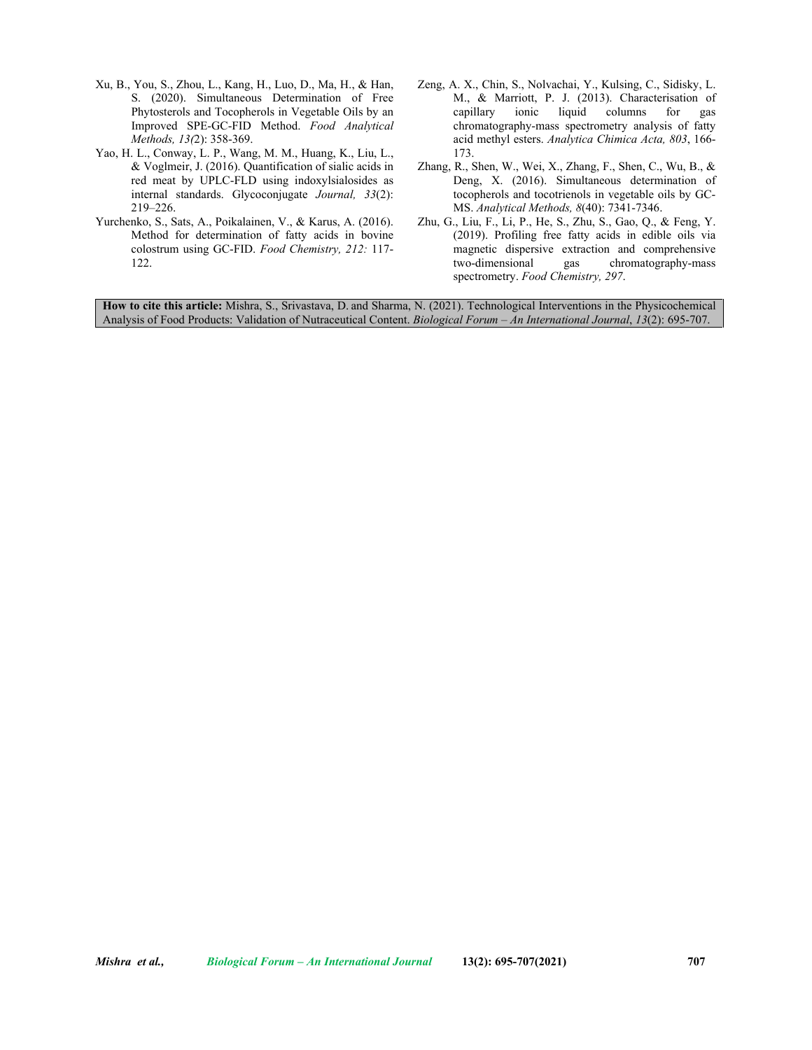Xu, B., You, S., Zhou, L., Kang, H., Luo, D., Ma, H., & Han, S. (2020). Simultaneous Determination of Free Phytosterols and Tocopherols in Vegetable Oils by an Improved SPE-GC-FID Method. *Food Analytical Methods, 13(*2): 358-369.

Yao, H. L., Conway, L. P., Wang, M. M., Huang, K., Liu, L., & Voglmeir, J. (2016). Quantification of sialic acids in red meat by UPLC-FLD using indoxylsialosides as internal standards. Glycoconjugate *Journal, 33*(2): 219–226.

Yurchenko, S., Sats, A., Poikalainen, V., & Karus, A. (2016). Method for determination of fatty acids in bovine colostrum using GC-FID. *Food Chemistry, 212:* 117-122.

Zeng, A. X., Chin, S., Nolvachai, Y., Kulsing, C., Sidisky, L. M., & Marriott, P. J. (2013). Characterisation of capillary ionic liquid columns for gas chromatography-mass spectrometry analysis of fatty acid methyl esters. *Analytica Chimica Acta, 803*, 166-173.

Zhang, R., Shen, W., Wei, X., Zhang, F., Shen, C., Wu, B., & Deng, X. (2016). Simultaneous determination of tocopherols and tocotrienols in vegetable oils by GC-MS. *Analytical Methods, 8*(40): 7341-7346.

Zhu, G., Liu, F., Li, P., He, S., Zhu, S., Gao, Q., & Feng, Y. (2019). Profiling free fatty acids in edible oils via magnetic dispersive extraction and comprehensive two-dimensional gas chromatography-mass spectrometry. *Food Chemistry, 297*.

**How to cite this article:** Mishra, S., Srivastava, D. and Sharma, N. (2021). Technological Interventions in the Physicochemical Analysis of Food Products: Validation of Nutraceutical Content. *Biological Forum – An International Journal*, *13*(2): 695-707.